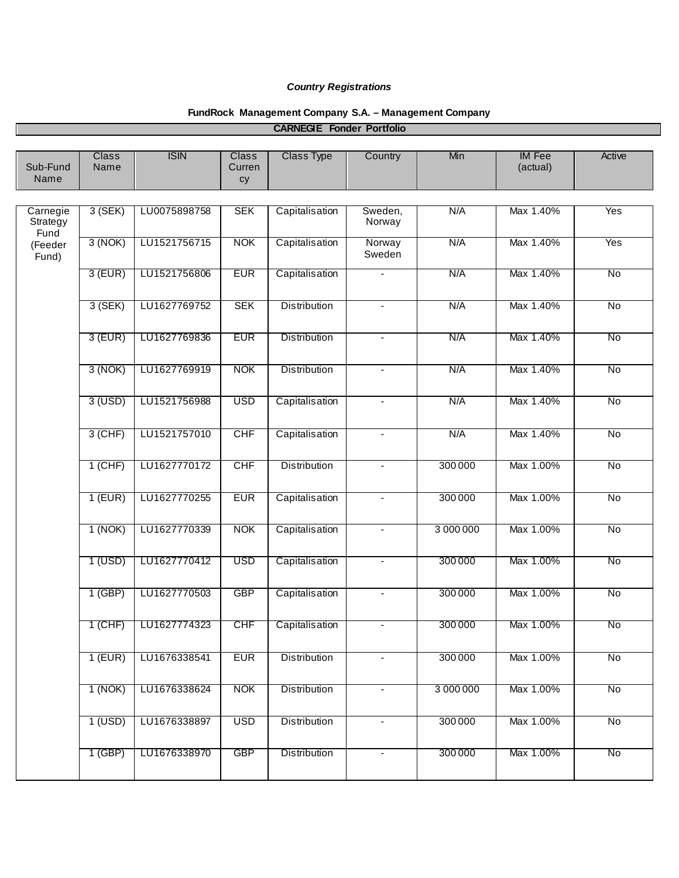***Country Registrations***

**FundRock Management Company S.A. – Management Company**

**CARNEGIE Fonder Portfolio**

| Sub-Fund Name | Class Name | ISIN | Class Currency | Class Type | Country | Min | IM Fee (actual) | Active |
|---|---|---|---|---|---|---|---|---|
| Carnegie Strategy Fund (Feeder Fund) | 3 (SEK) | LU0075898758 | SEK | Capitalisation | Sweden, Norway | N/A | Max 1.40% | Yes |
| | 3 (NOK) | LU1521756715 | NOK | Capitalisation | Norway Sweden | N/A | Max 1.40% | Yes |
| | 3 (EUR) | LU1521756806 | EUR | Capitalisation | - | N/A | Max 1.40% | No |
| | 3 (SEK) | LU1627769752 | SEK | Distribution | - | N/A | Max 1.40% | No |
| | 3 (EUR) | LU1627769836 | EUR | Distribution | - | N/A | Max 1.40% | No |
| | 3 (NOK) | LU1627769919 | NOK | Distribution | - | N/A | Max 1.40% | No |
| | 3 (USD) | LU1521756988 | USD | Capitalisation | - | N/A | Max 1.40% | No |
| | 3 (CHF) | LU1521757010 | CHF | Capitalisation | - | N/A | Max 1.40% | No |
| | 1 (CHF) | LU1627770172 | CHF | Distribution | - | 300 000 | Max 1.00% | No |
| | 1 (EUR) | LU1627770255 | EUR | Capitalisation | - | 300 000 | Max 1.00% | No |
| | 1 (NOK) | LU1627770339 | NOK | Capitalisation | - | 3 000 000 | Max 1.00% | No |
| | 1 (USD) | LU1627770412 | USD | Capitalisation | - | 300 000 | Max 1.00% | No |
| | 1 (GBP) | LU1627770503 | GBP | Capitalisation | - | 300 000 | Max 1.00% | No |
| | 1 (CHF) | LU1627774323 | CHF | Capitalisation | - | 300 000 | Max 1.00% | No |
| | 1 (EUR) | LU1676338541 | EUR | Distribution | - | 300 000 | Max 1.00% | No |
| | 1 (NOK) | LU1676338624 | NOK | Distribution | - | 3 000 000 | Max 1.00% | No |
| | 1 (USD) | LU1676338897 | USD | Distribution | - | 300 000 | Max 1.00% | No |
| | 1 (GBP) | LU1676338970 | GBP | Distribution | - | 300 000 | Max 1.00% | No |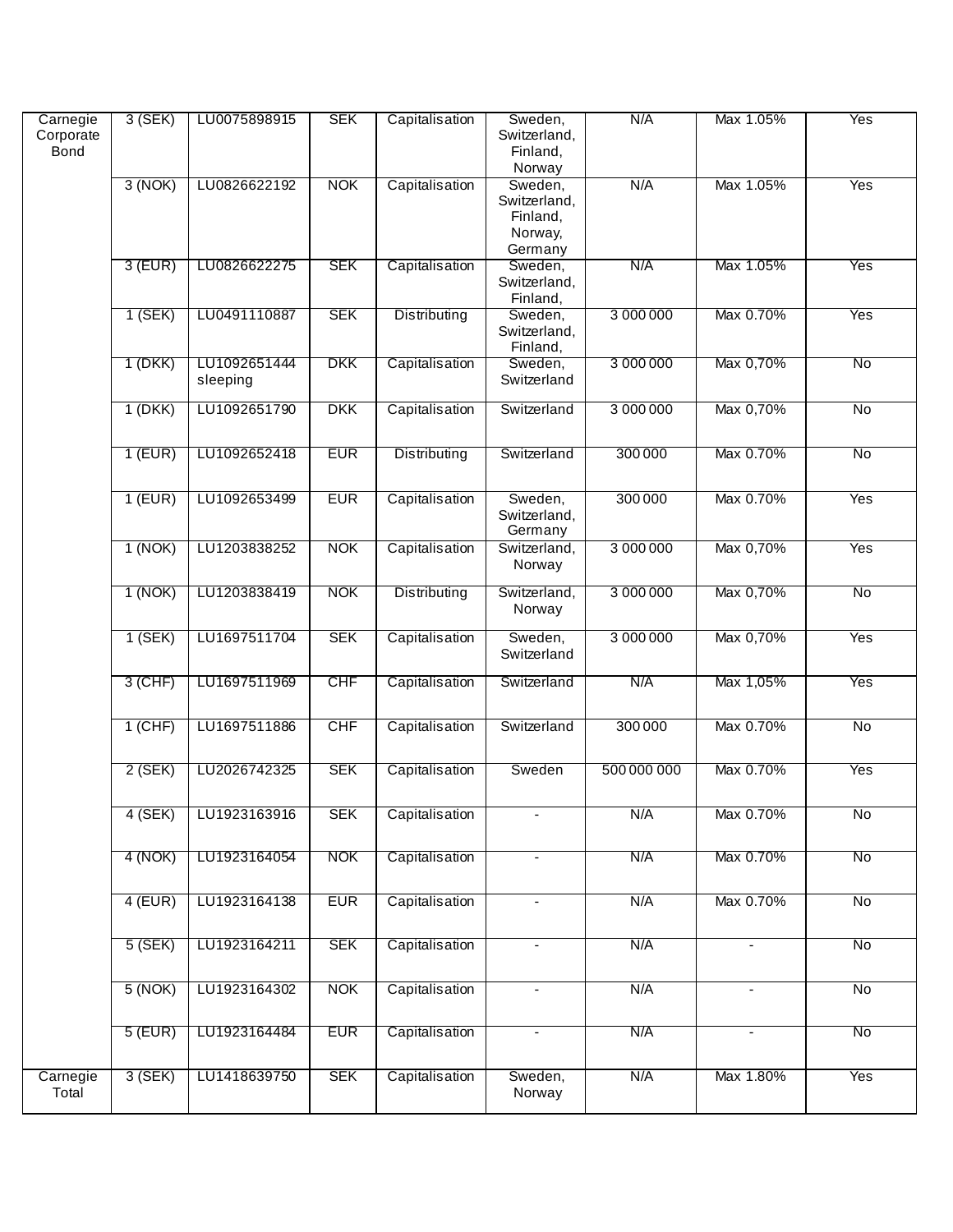| | | | | | | | | |
|---|---|---|---|---|---|---|---|---|
| Carnegie Corporate Bond | 3 (SEK) | LU0075898915 | SEK | Capitalisation | Sweden, Switzerland, Finland, Norway | N/A | Max 1.05% | Yes |
| | 3 (NOK) | LU0826622192 | NOK | Capitalisation | Sweden, Switzerland, Finland, Norway, Germany | N/A | Max 1.05% | Yes |
| | 3 (EUR) | LU0826622275 | SEK | Capitalisation | Sweden, Switzerland, Finland, | N/A | Max 1.05% | Yes |
| | 1 (SEK) | LU0491110887 | SEK | Distributing | Sweden, Switzerland, Finland, | 3 000 000 | Max 0.70% | Yes |
| | 1 (DKK) | LU1092651444 sleeping | DKK | Capitalisation | Sweden, Switzerland | 3 000 000 | Max 0,70% | No |
| | 1 (DKK) | LU1092651790 | DKK | Capitalisation | Switzerland | 3 000 000 | Max 0,70% | No |
| | 1 (EUR) | LU1092652418 | EUR | Distributing | Switzerland | 300 000 | Max 0.70% | No |
| | 1 (EUR) | LU1092653499 | EUR | Capitalisation | Sweden, Switzerland, Germany | 300 000 | Max 0.70% | Yes |
| | 1 (NOK) | LU1203838252 | NOK | Capitalisation | Switzerland, Norway | 3 000 000 | Max 0,70% | Yes |
| | 1 (NOK) | LU1203838419 | NOK | Distributing | Switzerland, Norway | 3 000 000 | Max 0,70% | No |
| | 1 (SEK) | LU1697511704 | SEK | Capitalisation | Sweden, Switzerland | 3 000 000 | Max 0,70% | Yes |
| | 3 (CHF) | LU1697511969 | CHF | Capitalisation | Switzerland | N/A | Max 1,05% | Yes |
| | 1 (CHF) | LU1697511886 | CHF | Capitalisation | Switzerland | 300 000 | Max 0.70% | No |
| | 2 (SEK) | LU2026742325 | SEK | Capitalisation | Sweden | 500 000 000 | Max 0.70% | Yes |
| | 4 (SEK) | LU1923163916 | SEK | Capitalisation | - | N/A | Max 0.70% | No |
| | 4 (NOK) | LU1923164054 | NOK | Capitalisation | - | N/A | Max 0.70% | No |
| | 4 (EUR) | LU1923164138 | EUR | Capitalisation | - | N/A | Max 0.70% | No |
| | 5 (SEK) | LU1923164211 | SEK | Capitalisation | - | N/A | - | No |
| | 5 (NOK) | LU1923164302 | NOK | Capitalisation | - | N/A | - | No |
| | 5 (EUR) | LU1923164484 | EUR | Capitalisation | - | N/A | - | No |
| Carnegie Total | 3 (SEK) | LU1418639750 | SEK | Capitalisation | Sweden, Norway | N/A | Max 1.80% | Yes |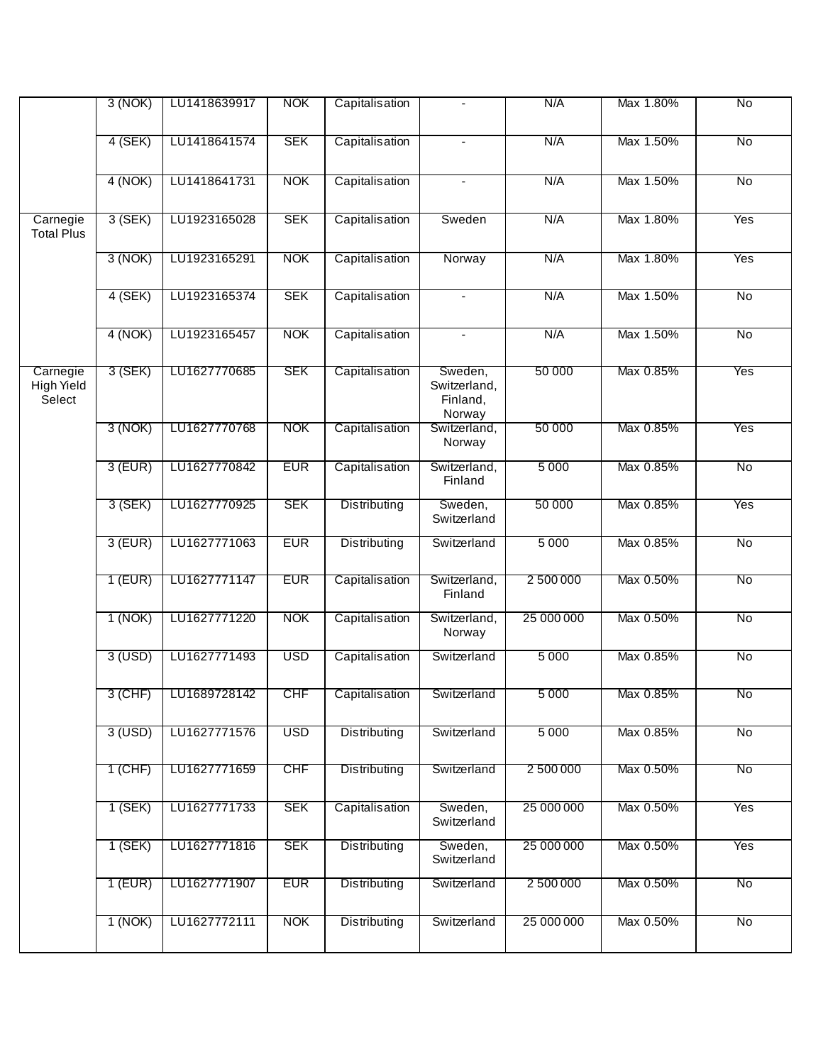| | | | | | | | | |
|---|---|---|---|---|---|---|---|---|
| | 3 (NOK) | LU1418639917 | NOK | Capitalisation | - | N/A | Max 1.80% | No |
| | 4 (SEK) | LU1418641574 | SEK | Capitalisation | - | N/A | Max 1.50% | No |
| | 4 (NOK) | LU1418641731 | NOK | Capitalisation | - | N/A | Max 1.50% | No |
| Carnegie Total Plus | 3 (SEK) | LU1923165028 | SEK | Capitalisation | Sweden | N/A | Max 1.80% | Yes |
| | 3 (NOK) | LU1923165291 | NOK | Capitalisation | Norway | N/A | Max 1.80% | Yes |
| | 4 (SEK) | LU1923165374 | SEK | Capitalisation | - | N/A | Max 1.50% | No |
| | 4 (NOK) | LU1923165457 | NOK | Capitalisation | - | N/A | Max 1.50% | No |
| Carnegie High Yield Select | 3 (SEK) | LU1627770685 | SEK | Capitalisation | Sweden, Switzerland, Finland, Norway | 50 000 | Max 0.85% | Yes |
| | 3 (NOK) | LU1627770768 | NOK | Capitalisation | Switzerland, Norway | 50 000 | Max 0.85% | Yes |
| | 3 (EUR) | LU1627770842 | EUR | Capitalisation | Switzerland, Finland | 5 000 | Max 0.85% | No |
| | 3 (SEK) | LU1627770925 | SEK | Distributing | Sweden, Switzerland | 50 000 | Max 0.85% | Yes |
| | 3 (EUR) | LU1627771063 | EUR | Distributing | Switzerland | 5 000 | Max 0.85% | No |
| | 1 (EUR) | LU1627771147 | EUR | Capitalisation | Switzerland, Finland | 2 500 000 | Max 0.50% | No |
| | 1 (NOK) | LU1627771220 | NOK | Capitalisation | Switzerland, Norway | 25 000 000 | Max 0.50% | No |
| | 3 (USD) | LU1627771493 | USD | Capitalisation | Switzerland | 5 000 | Max 0.85% | No |
| | 3 (CHF) | LU1689728142 | CHF | Capitalisation | Switzerland | 5 000 | Max 0.85% | No |
| | 3 (USD) | LU1627771576 | USD | Distributing | Switzerland | 5 000 | Max 0.85% | No |
| | 1 (CHF) | LU1627771659 | CHF | Distributing | Switzerland | 2 500 000 | Max 0.50% | No |
| | 1 (SEK) | LU1627771733 | SEK | Capitalisation | Sweden, Switzerland | 25 000 000 | Max 0.50% | Yes |
| | 1 (SEK) | LU1627771816 | SEK | Distributing | Sweden, Switzerland | 25 000 000 | Max 0.50% | Yes |
| | 1 (EUR) | LU1627771907 | EUR | Distributing | Switzerland | 2 500 000 | Max 0.50% | No |
| | 1 (NOK) | LU1627772111 | NOK | Distributing | Switzerland | 25 000 000 | Max 0.50% | No |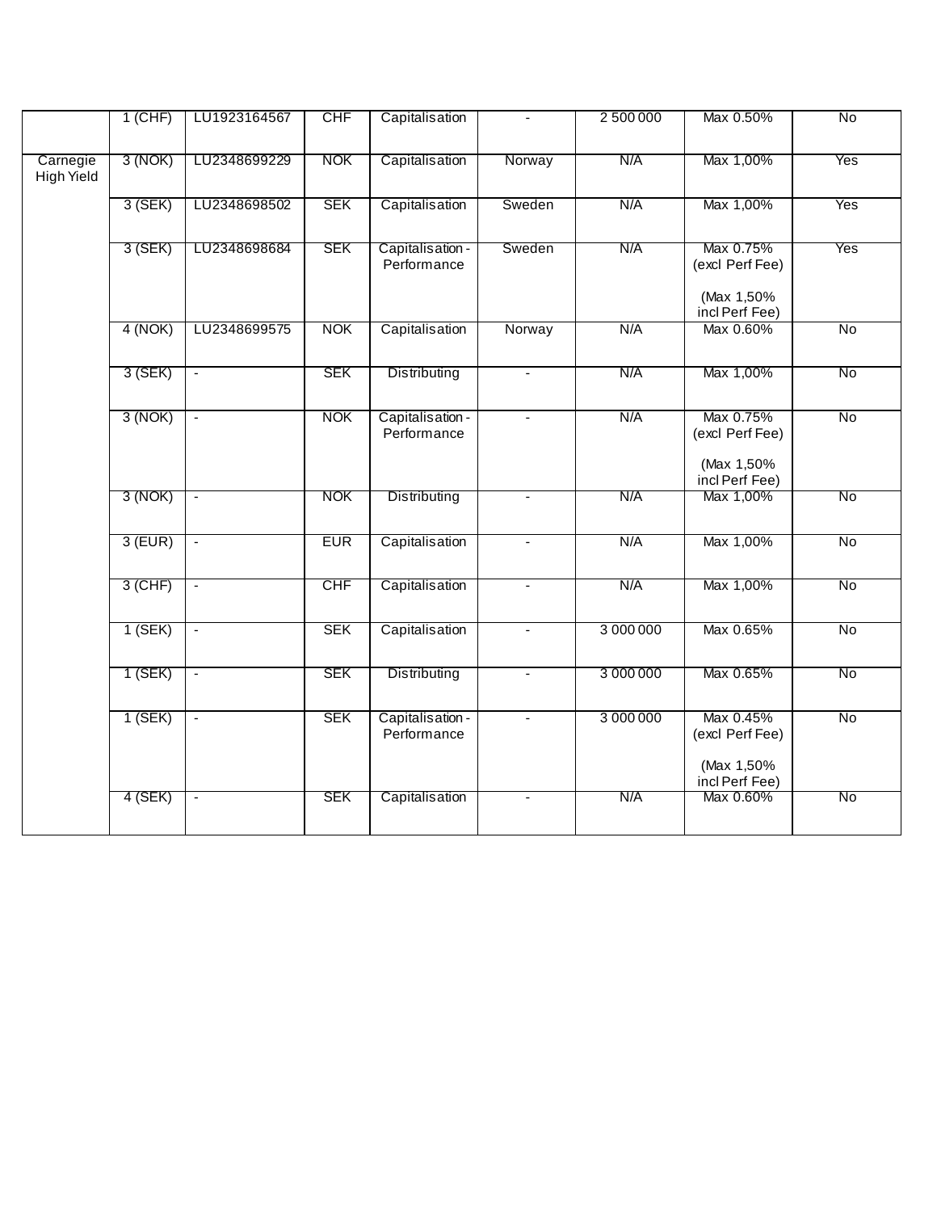| | | | | | | | | |
|---|---|---|---|---|---|---|---|---|
| | 1 (CHF) | LU1923164567 | CHF | Capitalisation | - | 2 500 000 | Max 0.50% | No |
| Carnegie High Yield | 3 (NOK) | LU2348699229 | NOK | Capitalisation | Norway | N/A | Max 1,00% | Yes |
| | 3 (SEK) | LU2348698502 | SEK | Capitalisation | Sweden | N/A | Max 1,00% | Yes |
| | 3 (SEK) | LU2348698684 | SEK | Capitalisation - Performance | Sweden | N/A | Max 0.75% (excl Perf Fee) (Max 1,50% incl Perf Fee) | Yes |
| | 4 (NOK) | LU2348699575 | NOK | Capitalisation | Norway | N/A | Max 0.60% | No |
| | 3 (SEK) | - | SEK | Distributing | - | N/A | Max 1,00% | No |
| | 3 (NOK) | - | NOK | Capitalisation - Performance | - | N/A | Max 0.75% (excl Perf Fee) (Max 1,50% incl Perf Fee) | No |
| | 3 (NOK) | - | NOK | Distributing | - | N/A | Max 1,00% | No |
| | 3 (EUR) | - | EUR | Capitalisation | - | N/A | Max 1,00% | No |
| | 3 (CHF) | - | CHF | Capitalisation | - | N/A | Max 1,00% | No |
| | 1 (SEK) | - | SEK | Capitalisation | - | 3 000 000 | Max 0.65% | No |
| | 1 (SEK) | - | SEK | Distributing | - | 3 000 000 | Max 0.65% | No |
| | 1 (SEK) | - | SEK | Capitalisation - Performance | - | 3 000 000 | Max 0.45% (excl Perf Fee) (Max 1,50% incl Perf Fee) | No |
| | 4 (SEK) | - | SEK | Capitalisation | - | N/A | Max 0.60% | No |